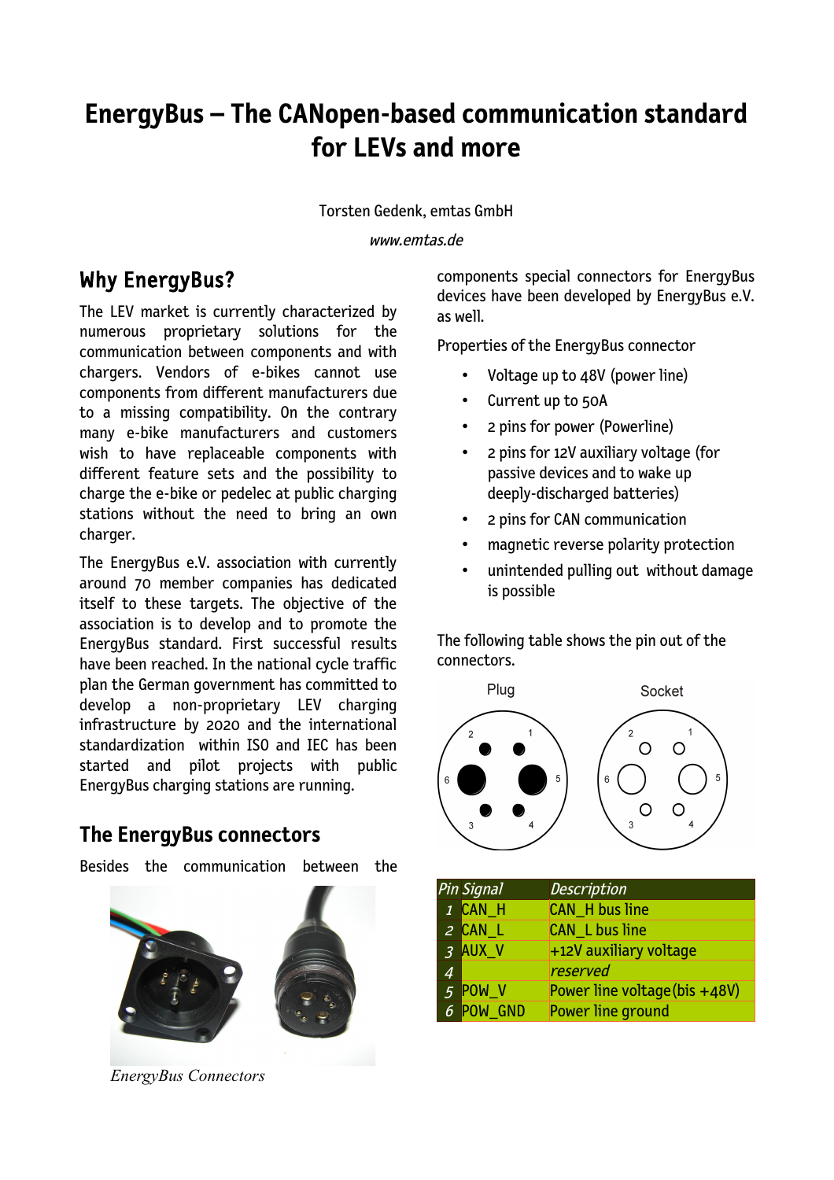# EnergyBus – The CANopen-based communication standard for LEVs and more

Torsten Gedenk, emtas GmbH

*www.emtas.de*

## Why EnergyBus?

The LEV market is currently characterized by numerous proprietary solutions for the communication between components and with chargers. Vendors of e-bikes cannot use components from different manufacturers due to a missing compatibility. On the contrary many e-bike manufacturers and customers wish to have replaceable components with different feature sets and the possibility to charge the e-bike or pedelec at public charging stations without the need to bring an own charger.

The EnergyBus e.V. association with currently around 70 member companies has dedicated itself to these targets. The objective of the association is to develop and to promote the EnergyBus standard. First successful results have been reached. In the national cycle traffic plan the German government has committed to develop a non-proprietary LEV charging infrastructure by 2020 and the international standardization within ISO and IEC has been started and pilot projects with public EnergyBus charging stations are running.

## The EnergyBus connectors

Besides the communication between the components special connectors for EnergyBus devices have been developed by EnergyBus e.V. as well.

*EnergyBus Connectors*

Properties of the EnergyBus connector

- Voltage up to 48V (power line)
- Current up to 50A
- 2 pins for power (Powerline)
- 2 pins for 12V auxiliary voltage (for passive devices and to wake up deeply-discharged batteries)
- 2 pins for CAN communication
- magnetic reverse polarity protection
- unintended pulling out without damage is possible

The following table shows the pin out of the connectors.

| Pin | Signal | Description |
|---|---|---|
| 1 | CAN_H | CAN_H bus line |
| 2 | CAN_L | CAN_L bus line |
| 3 | AUX_V | +12V auxiliary voltage |
| 4 | | *reserved* |
| 5 | POW_V | Power line voltage (bis +48V) |
| 6 | POW_GND | Power line ground |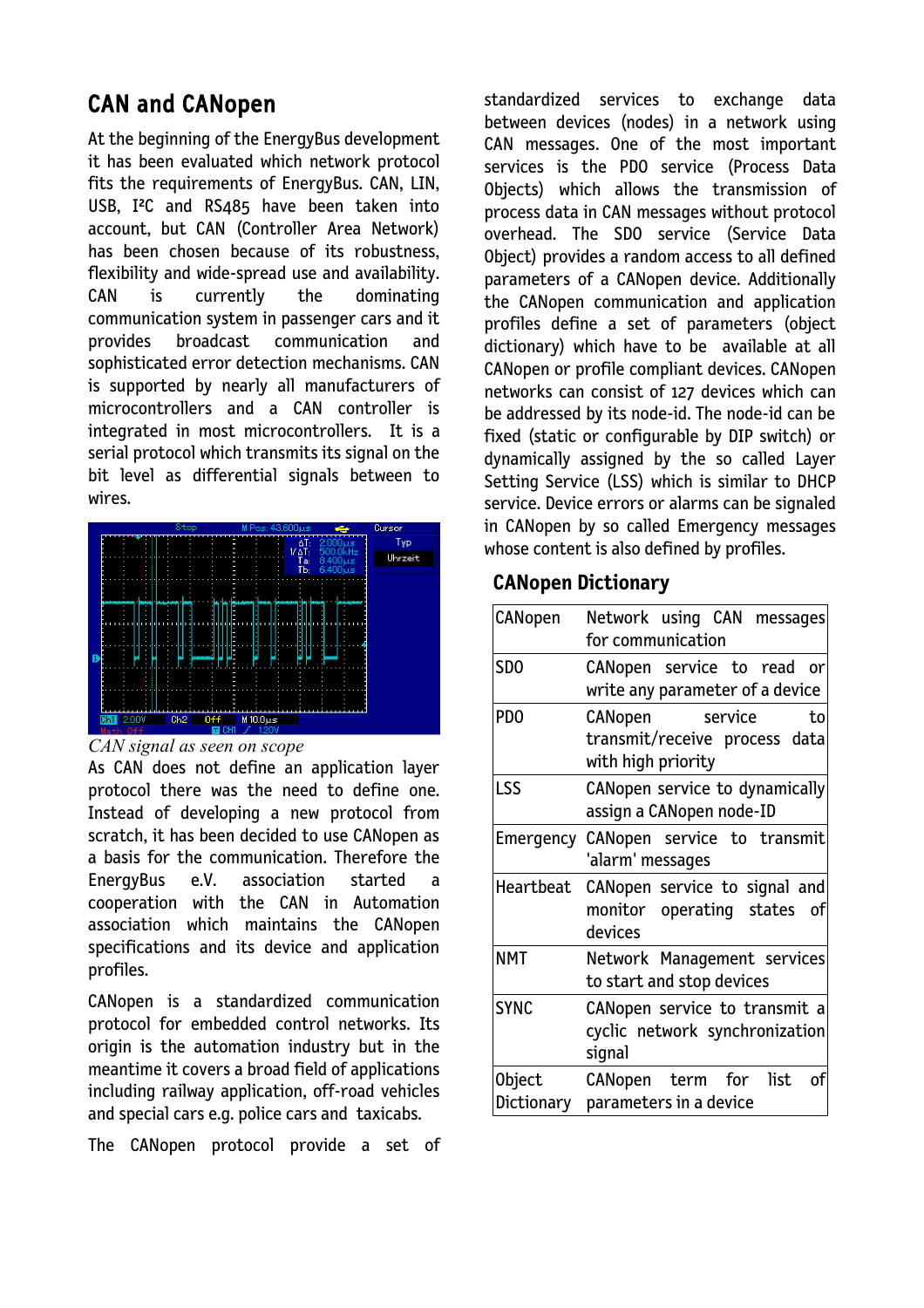## CAN and CANopen

At the beginning of the EnergyBus development it has been evaluated which network protocol fits the requirements of EnergyBus. CAN, LIN, USB, I²C and RS485 have been taken into account, but CAN (Controller Area Network) has been chosen because of its robustness, flexibility and wide-spread use and availability. CAN is currently the dominating communication system in passenger cars and it provides broadcast communication and sophisticated error detection mechanisms. CAN is supported by nearly all manufacturers of microcontrollers and a CAN controller is integrated in most microcontrollers. It is a serial protocol which transmits its signal on the bit level as differential signals between to wires.

*CAN signal as seen on scope*

As CAN does not define an application layer protocol there was the need to define one. Instead of developing a new protocol from scratch, it has been decided to use CANopen as a basis for the communication. Therefore the EnergyBus e.V. association started a cooperation with the CAN in Automation association which maintains the CANopen specifications and its device and application profiles.

CANopen is a standardized communication protocol for embedded control networks. Its origin is the automation industry but in the meantime it covers a broad field of applications including railway application, off-road vehicles and special cars e.g. police cars and taxicabs.

The CANopen protocol provide a set of standardized services to exchange data between devices (nodes) in a network using CAN messages. One of the most important services is the PDO service (Process Data Objects) which allows the transmission of process data in CAN messages without protocol overhead. The SDO service (Service Data Object) provides a random access to all defined parameters of a CANopen device. Additionally the CANopen communication and application profiles define a set of parameters (object dictionary) which have to be available at all CANopen or profile compliant devices. CANopen networks can consist of 127 devices which can be addressed by its node-id. The node-id can be fixed (static or configurable by DIP switch) or dynamically assigned by the so called Layer Setting Service (LSS) which is similar to DHCP service. Device errors or alarms can be signaled in CANopen by so called Emergency messages whose content is also defined by profiles.

### CANopen Dictionary

| | |
|---|---|
| CANopen | Network using CAN messages for communication |
| SDO | CANopen service to read or write any parameter of a device |
| PDO | CANopen service to transmit/receive process data with high priority |
| LSS | CANopen service to dynamically assign a CANopen node-ID |
| Emergency | CANopen service to transmit 'alarm' messages |
| Heartbeat | CANopen service to signal and monitor operating states of devices |
| NMT | Network Management services to start and stop devices |
| SYNC | CANopen service to transmit a cyclic network synchronization signal |
| Object Dictionary | CANopen term for list of parameters in a device |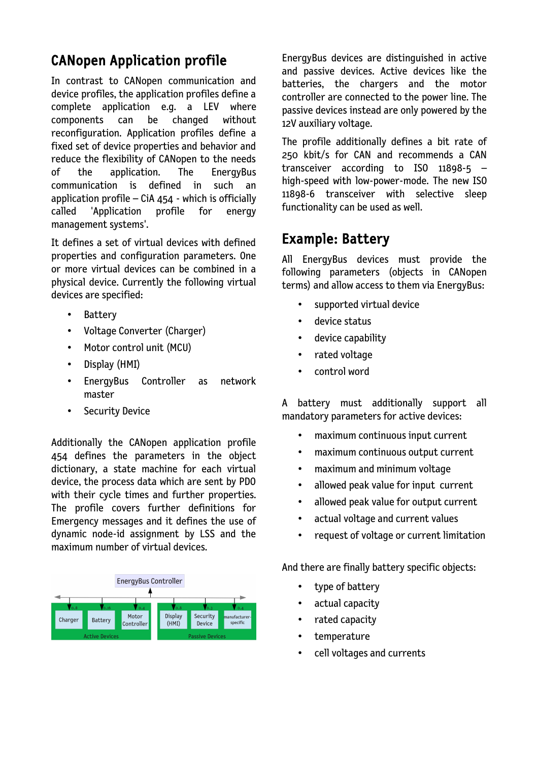## CANopen Application profile

In contrast to CANopen communication and device profiles, the application profiles define a complete application e.g. a LEV where components can be changed without reconfiguration. Application profiles define a fixed set of device properties and behavior and reduce the flexibility of CANopen to the needs of the application. The EnergyBus communication is defined in such an application profile – CiA 454 - which is officially called 'Application profile for energy management systems'.

It defines a set of virtual devices with defined properties and configuration parameters. One or more virtual devices can be combined in a physical device. Currently the following virtual devices are specified:

- Battery
- Voltage Converter (Charger)
- Motor control unit (MCU)
- Display (HMI)
- EnergyBus Controller as network master
- Security Device

Additionally the CANopen application profile 454 defines the parameters in the object dictionary, a state machine for each virtual device, the process data which are sent by PDO with their cycle times and further properties. The profile covers further definitions for Emergency messages and it defines the use of dynamic node-id assignment by LSS and the maximum number of virtual devices.

EnergyBus Controller

Charger | Battery | Motor Controller — Active Devices

Display (HMI) | Security Device | manufacturer-specific — Passive Devices

EnergyBus devices are distinguished in active and passive devices. Active devices like the batteries, the chargers and the motor controller are connected to the power line. The passive devices instead are only powered by the 12V auxiliary voltage.

The profile additionally defines a bit rate of 250 kbit/s for CAN and recommends a CAN transceiver according to ISO 11898-5 – high-speed with low-power-mode. The new ISO 11898-6 transceiver with selective sleep functionality can be used as well.

## Example: Battery

All EnergyBus devices must provide the following parameters (objects in CANopen terms) and allow access to them via EnergyBus:

- supported virtual device
- device status
- device capability
- rated voltage
- control word

A battery must additionally support all mandatory parameters for active devices:

- maximum continuous input current
- maximum continuous output current
- maximum and minimum voltage
- allowed peak value for input current
- allowed peak value for output current
- actual voltage and current values
- request of voltage or current limitation

And there are finally battery specific objects:

- type of battery
- actual capacity
- rated capacity
- temperature
- cell voltages and currents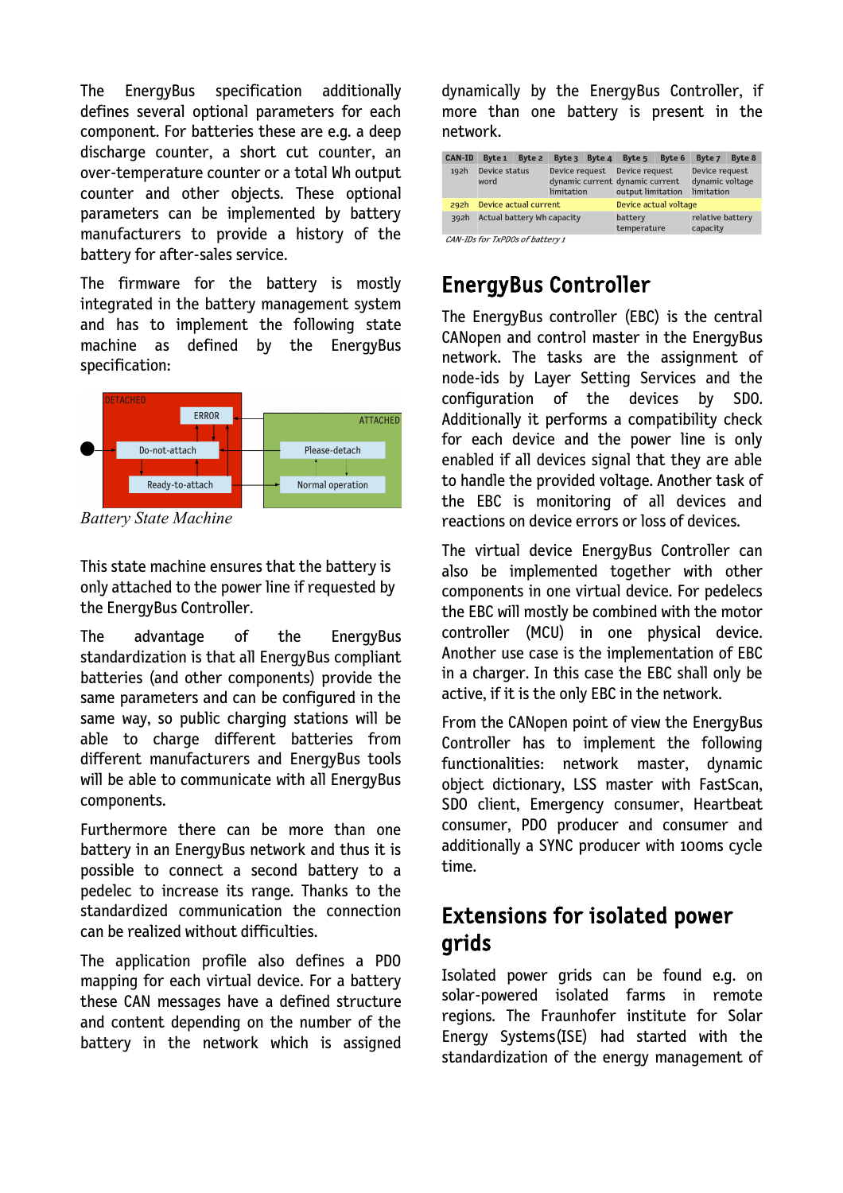The EnergyBus specification additionally defines several optional parameters for each component. For batteries these are e.g. a deep discharge counter, a short cut counter, an over-temperature counter or a total Wh output counter and other objects. These optional parameters can be implemented by battery manufacturers to provide a history of the battery for after-sales service.

The firmware for the battery is mostly integrated in the battery management system and has to implement the following state machine as defined by the EnergyBus specification:

*Battery State Machine*

This state machine ensures that the battery is only attached to the power line if requested by the EnergyBus Controller.

The advantage of the EnergyBus standardization is that all EnergyBus compliant batteries (and other components) provide the same parameters and can be configured in the same way, so public charging stations will be able to charge different batteries from different manufacturers and EnergyBus tools will be able to communicate with all EnergyBus components.

Furthermore there can be more than one battery in an EnergyBus network and thus it is possible to connect a second battery to a pedelec to increase its range. Thanks to the standardized communication the connection can be realized without difficulties.

The application profile also defines a PDO mapping for each virtual device. For a battery these CAN messages have a defined structure and content depending on the number of the battery in the network which is assigned dynamically by the EnergyBus Controller, if more than one battery is present in the network.

| CAN-ID | Byte 1 | Byte 2 | Byte 3 | Byte 4 | Byte 5 | Byte 6 | Byte 7 | Byte 8 |
|---|---|---|---|---|---|---|---|---|
| 192h | Device status word | | Device request dynamic current limitation | | Device request dynamic current output limitation | | Device request dynamic voltage limitation | |
| 292h | Device actual current | | | | Device actual voltage | | | |
| 392h | Actual battery Wh capacity | | | | battery temperature | | relative battery capacity | |

*CAN-IDs for TxPDOs of battery 1*

## EnergyBus Controller

The EnergyBus controller (EBC) is the central CANopen and control master in the EnergyBus network. The tasks are the assignment of node-ids by Layer Setting Services and the configuration of the devices by SDO. Additionally it performs a compatibility check for each device and the power line is only enabled if all devices signal that they are able to handle the provided voltage. Another task of the EBC is monitoring of all devices and reactions on device errors or loss of devices.

The virtual device EnergyBus Controller can also be implemented together with other components in one virtual device. For pedelecs the EBC will mostly be combined with the motor controller (MCU) in one physical device. Another use case is the implementation of EBC in a charger. In this case the EBC shall only be active, if it is the only EBC in the network.

From the CANopen point of view the EnergyBus Controller has to implement the following functionalities: network master, dynamic object dictionary, LSS master with FastScan, SDO client, Emergency consumer, Heartbeat consumer, PDO producer and consumer and additionally a SYNC producer with 100ms cycle time.

## Extensions for isolated power grids

Isolated power grids can be found e.g. on solar-powered isolated farms in remote regions. The Fraunhofer institute for Solar Energy Systems(ISE) had started with the standardization of the energy management of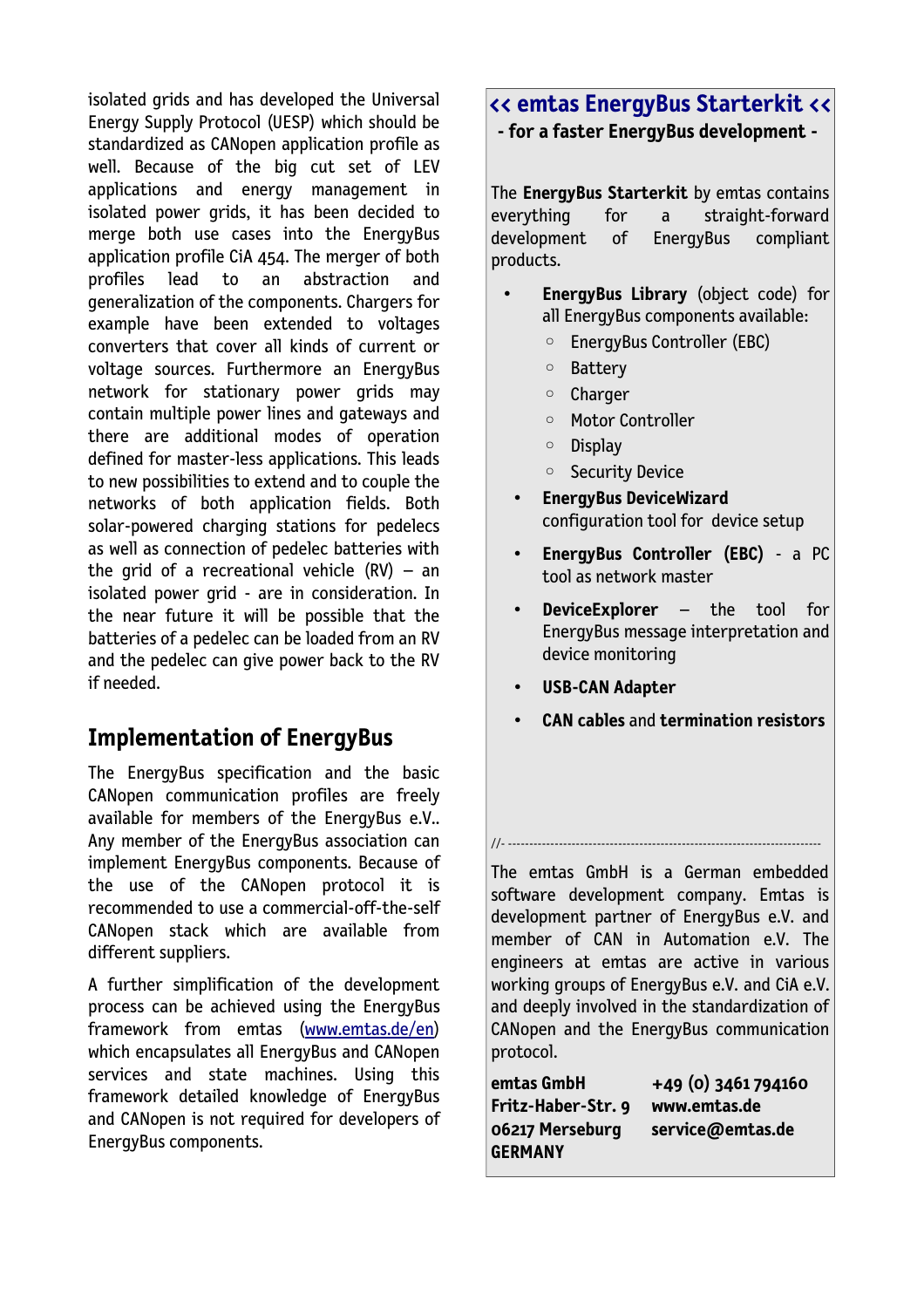isolated grids and has developed the Universal Energy Supply Protocol (UESP) which should be standardized as CANopen application profile as well. Because of the big cut set of LEV applications and energy management in isolated power grids, it has been decided to merge both use cases into the EnergyBus application profile CiA 454. The merger of both profiles lead to an abstraction and generalization of the components. Chargers for example have been extended to voltages converters that cover all kinds of current or voltage sources. Furthermore an EnergyBus network for stationary power grids may contain multiple power lines and gateways and there are additional modes of operation defined for master-less applications. This leads to new possibilities to extend and to couple the networks of both application fields. Both solar-powered charging stations for pedelecs as well as connection of pedelec batteries with the grid of a recreational vehicle (RV) – an isolated power grid - are in consideration. In the near future it will be possible that the batteries of a pedelec can be loaded from an RV and the pedelec can give power back to the RV if needed.

## Implementation of EnergyBus

The EnergyBus specification and the basic CANopen communication profiles are freely available for members of the EnergyBus e.V.. Any member of the EnergyBus association can implement EnergyBus components. Because of the use of the CANopen protocol it is recommended to use a commercial-off-the-self CANopen stack which are available from different suppliers.

A further simplification of the development process can be achieved using the EnergyBus framework from emtas (www.emtas.de/en) which encapsulates all EnergyBus and CANopen services and state machines. Using this framework detailed knowledge of EnergyBus and CANopen is not required for developers of EnergyBus components.

### << emtas EnergyBus Starterkit <<

**- for a faster EnergyBus development -**

The **EnergyBus Starterkit** by emtas contains everything for a straight-forward development of EnergyBus compliant products.

- **EnergyBus Library** (object code) for all EnergyBus components available:
  - EnergyBus Controller (EBC)
  - Battery
  - Charger
  - Motor Controller
  - Display
  - Security Device
- **EnergyBus DeviceWizard** configuration tool for device setup
- **EnergyBus Controller (EBC)** - a PC tool as network master
- **DeviceExplorer** – the tool for EnergyBus message interpretation and device monitoring
- **USB-CAN Adapter**
- **CAN cables** and **termination resistors**

//- -------------------------------------------------------------------------

The emtas GmbH is a German embedded software development company. Emtas is development partner of EnergyBus e.V. and member of CAN in Automation e.V. The engineers at emtas are active in various working groups of EnergyBus e.V. and CiA e.V. and deeply involved in the standardization of CANopen and the EnergyBus communication protocol.

| | |
|---|---|
| **emtas GmbH** | **+49 (0) 3461 794160** |
| **Fritz-Haber-Str. 9** | **www.emtas.de** |
| **06217 Merseburg** | **service@emtas.de** |
| **GERMANY** | |